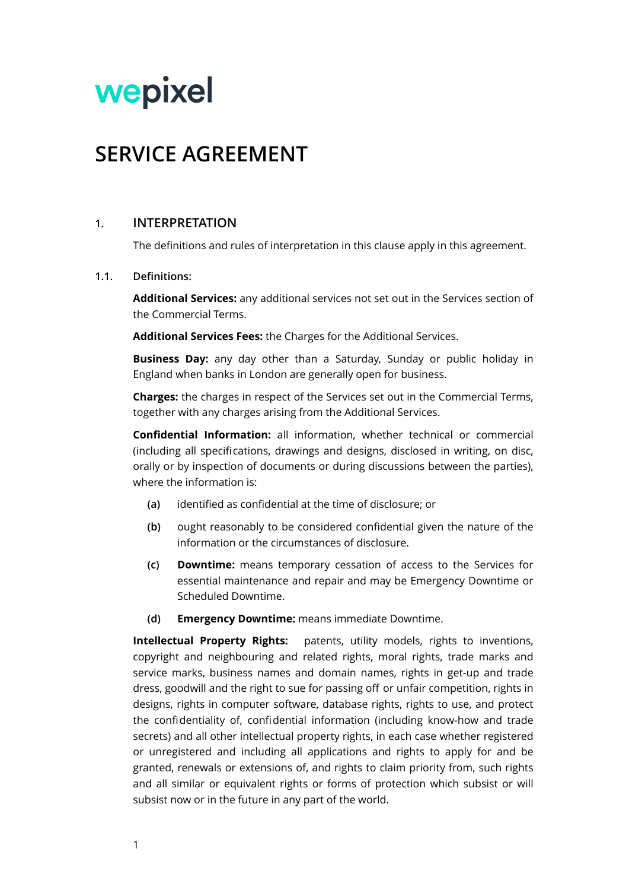wepixel

# SERVICE AGREEMENT

## 1. INTERPRETATION

The definitions and rules of interpretation in this clause apply in this agreement.

**1.1. Definitions:**

**Additional Services:** any additional services not set out in the Services section of the Commercial Terms.

**Additional Services Fees:** the Charges for the Additional Services.

**Business Day:** any day other than a Saturday, Sunday or public holiday in England when banks in London are generally open for business.

**Charges:** the charges in respect of the Services set out in the Commercial Terms, together with any charges arising from the Additional Services.

**Confidential Information:** all information, whether technical or commercial (including all specifications, drawings and designs, disclosed in writing, on disc, orally or by inspection of documents or during discussions between the parties), where the information is:

- **(a)** identified as confidential at the time of disclosure; or
- **(b)** ought reasonably to be considered confidential given the nature of the information or the circumstances of disclosure.
- **(c)** **Downtime:** means temporary cessation of access to the Services for essential maintenance and repair and may be Emergency Downtime or Scheduled Downtime.
- **(d)** **Emergency Downtime:** means immediate Downtime.

**Intellectual Property Rights:** patents, utility models, rights to inventions, copyright and neighbouring and related rights, moral rights, trade marks and service marks, business names and domain names, rights in get-up and trade dress, goodwill and the right to sue for passing off or unfair competition, rights in designs, rights in computer software, database rights, rights to use, and protect the confidentiality of, confidential information (including know-how and trade secrets) and all other intellectual property rights, in each case whether registered or unregistered and including all applications and rights to apply for and be granted, renewals or extensions of, and rights to claim priority from, such rights and all similar or equivalent rights or forms of protection which subsist or will subsist now or in the future in any part of the world.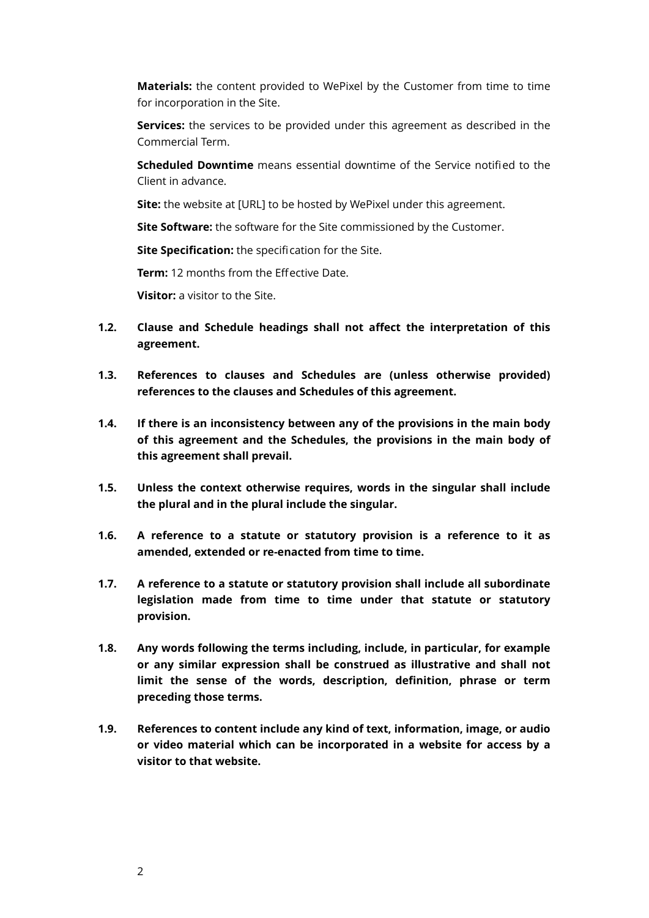**Materials:** the content provided to WePixel by the Customer from time to time for incorporation in the Site.

**Services:** the services to be provided under this agreement as described in the Commercial Term.

**Scheduled Downtime** means essential downtime of the Service notified to the Client in advance.

**Site:** the website at [URL] to be hosted by WePixel under this agreement.

**Site Software:** the software for the Site commissioned by the Customer.

**Site Specification:** the specification for the Site.

**Term:** 12 months from the Effective Date.

**Visitor:** a visitor to the Site.

**1.2. Clause and Schedule headings shall not affect the interpretation of this agreement.**

**1.3. References to clauses and Schedules are (unless otherwise provided) references to the clauses and Schedules of this agreement.**

**1.4. If there is an inconsistency between any of the provisions in the main body of this agreement and the Schedules, the provisions in the main body of this agreement shall prevail.**

**1.5. Unless the context otherwise requires, words in the singular shall include the plural and in the plural include the singular.**

**1.6. A reference to a statute or statutory provision is a reference to it as amended, extended or re-enacted from time to time.**

**1.7. A reference to a statute or statutory provision shall include all subordinate legislation made from time to time under that statute or statutory provision.**

**1.8. Any words following the terms including, include, in particular, for example or any similar expression shall be construed as illustrative and shall not limit the sense of the words, description, definition, phrase or term preceding those terms.**

**1.9. References to content include any kind of text, information, image, or audio or video material which can be incorporated in a website for access by a visitor to that website.**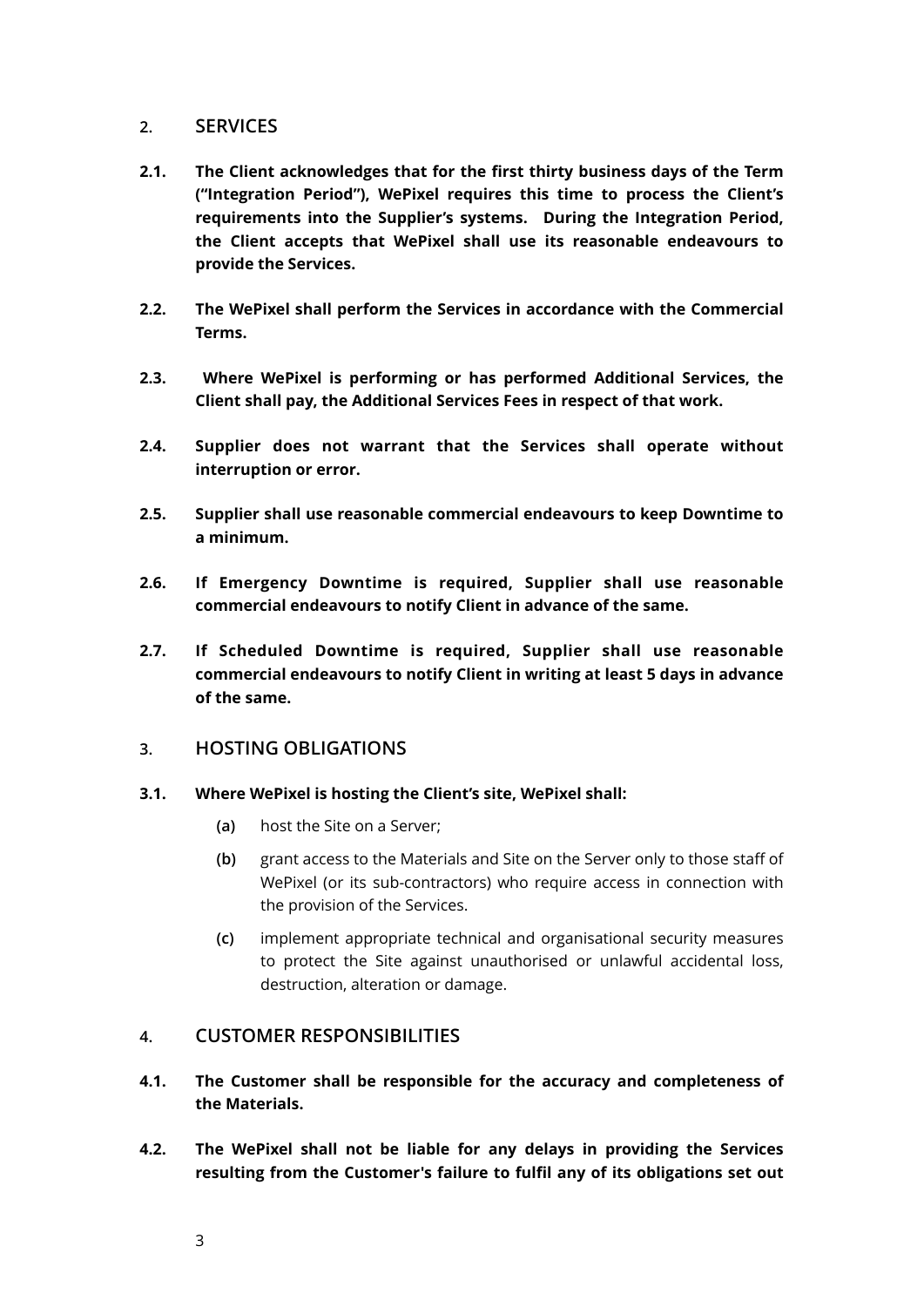## 2. SERVICES

**2.1. The Client acknowledges that for the first thirty business days of the Term ("Integration Period"), WePixel requires this time to process the Client's requirements into the Supplier's systems. During the Integration Period, the Client accepts that WePixel shall use its reasonable endeavours to provide the Services.**

**2.2. The WePixel shall perform the Services in accordance with the Commercial Terms.**

**2.3. Where WePixel is performing or has performed Additional Services, the Client shall pay, the Additional Services Fees in respect of that work.**

**2.4. Supplier does not warrant that the Services shall operate without interruption or error.**

**2.5. Supplier shall use reasonable commercial endeavours to keep Downtime to a minimum.**

**2.6. If Emergency Downtime is required, Supplier shall use reasonable commercial endeavours to notify Client in advance of the same.**

**2.7. If Scheduled Downtime is required, Supplier shall use reasonable commercial endeavours to notify Client in writing at least 5 days in advance of the same.**

## 3. HOSTING OBLIGATIONS

**3.1. Where WePixel is hosting the Client's site, WePixel shall:**

- **(a)** host the Site on a Server;
- **(b)** grant access to the Materials and Site on the Server only to those staff of WePixel (or its sub-contractors) who require access in connection with the provision of the Services.
- **(c)** implement appropriate technical and organisational security measures to protect the Site against unauthorised or unlawful accidental loss, destruction, alteration or damage.

## 4. CUSTOMER RESPONSIBILITIES

**4.1. The Customer shall be responsible for the accuracy and completeness of the Materials.**

**4.2. The WePixel shall not be liable for any delays in providing the Services resulting from the Customer's failure to fulfil any of its obligations set out**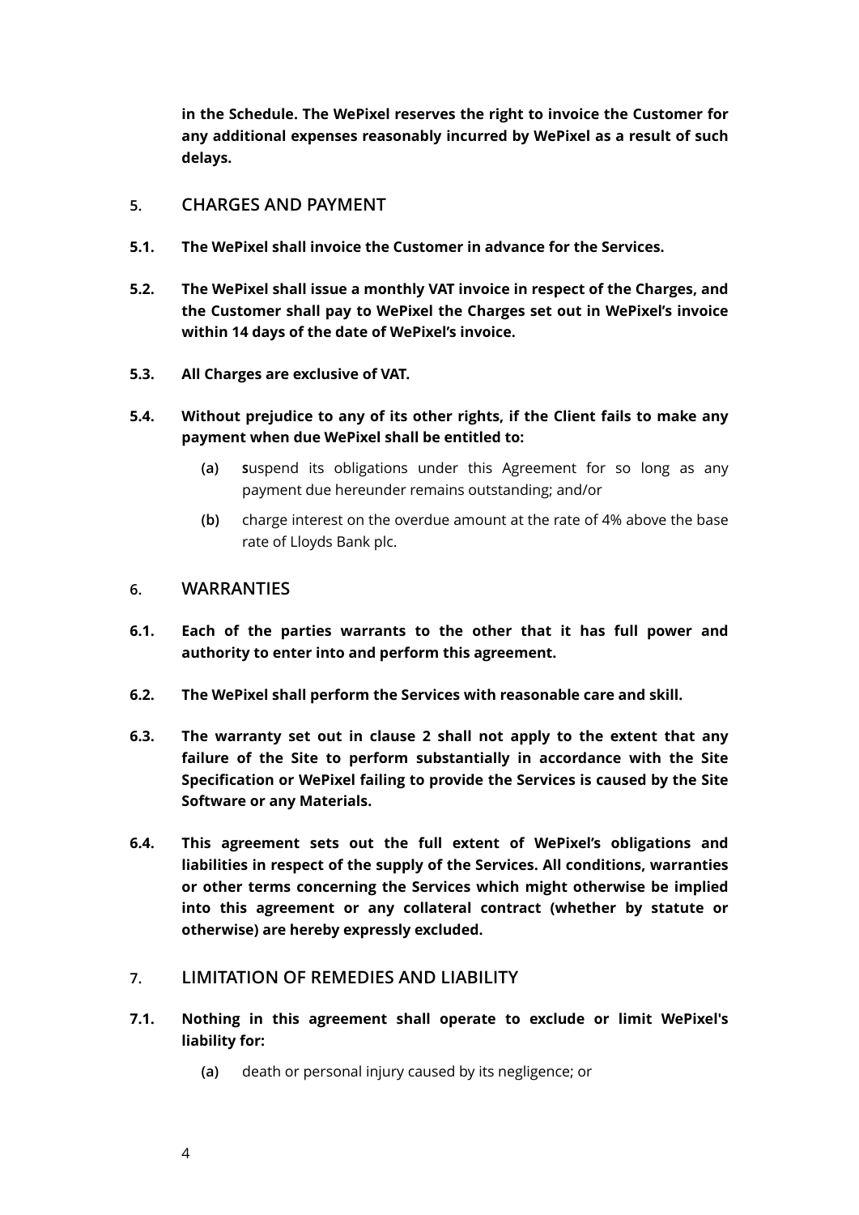**in the Schedule. The WePixel reserves the right to invoice the Customer for any additional expenses reasonably incurred by WePixel as a result of such delays.**

## 5. CHARGES AND PAYMENT

**5.1. The WePixel shall invoice the Customer in advance for the Services.**

**5.2. The WePixel shall issue a monthly VAT invoice in respect of the Charges, and the Customer shall pay to WePixel the Charges set out in WePixel's invoice within 14 days of the date of WePixel's invoice.**

**5.3. All Charges are exclusive of VAT.**

**5.4. Without prejudice to any of its other rights, if the Client fails to make any payment when due WePixel shall be entitled to:**

- **(a)** **s**uspend its obligations under this Agreement for so long as any payment due hereunder remains outstanding; and/or
- **(b)** charge interest on the overdue amount at the rate of 4% above the base rate of Lloyds Bank plc.

## 6. WARRANTIES

**6.1. Each of the parties warrants to the other that it has full power and authority to enter into and perform this agreement.**

**6.2. The WePixel shall perform the Services with reasonable care and skill.**

**6.3. The warranty set out in clause 2 shall not apply to the extent that any failure of the Site to perform substantially in accordance with the Site Specification or WePixel failing to provide the Services is caused by the Site Software or any Materials.**

**6.4. This agreement sets out the full extent of WePixel's obligations and liabilities in respect of the supply of the Services. All conditions, warranties or other terms concerning the Services which might otherwise be implied into this agreement or any collateral contract (whether by statute or otherwise) are hereby expressly excluded.**

## 7. LIMITATION OF REMEDIES AND LIABILITY

**7.1. Nothing in this agreement shall operate to exclude or limit WePixel's liability for:**

- **(a)** death or personal injury caused by its negligence; or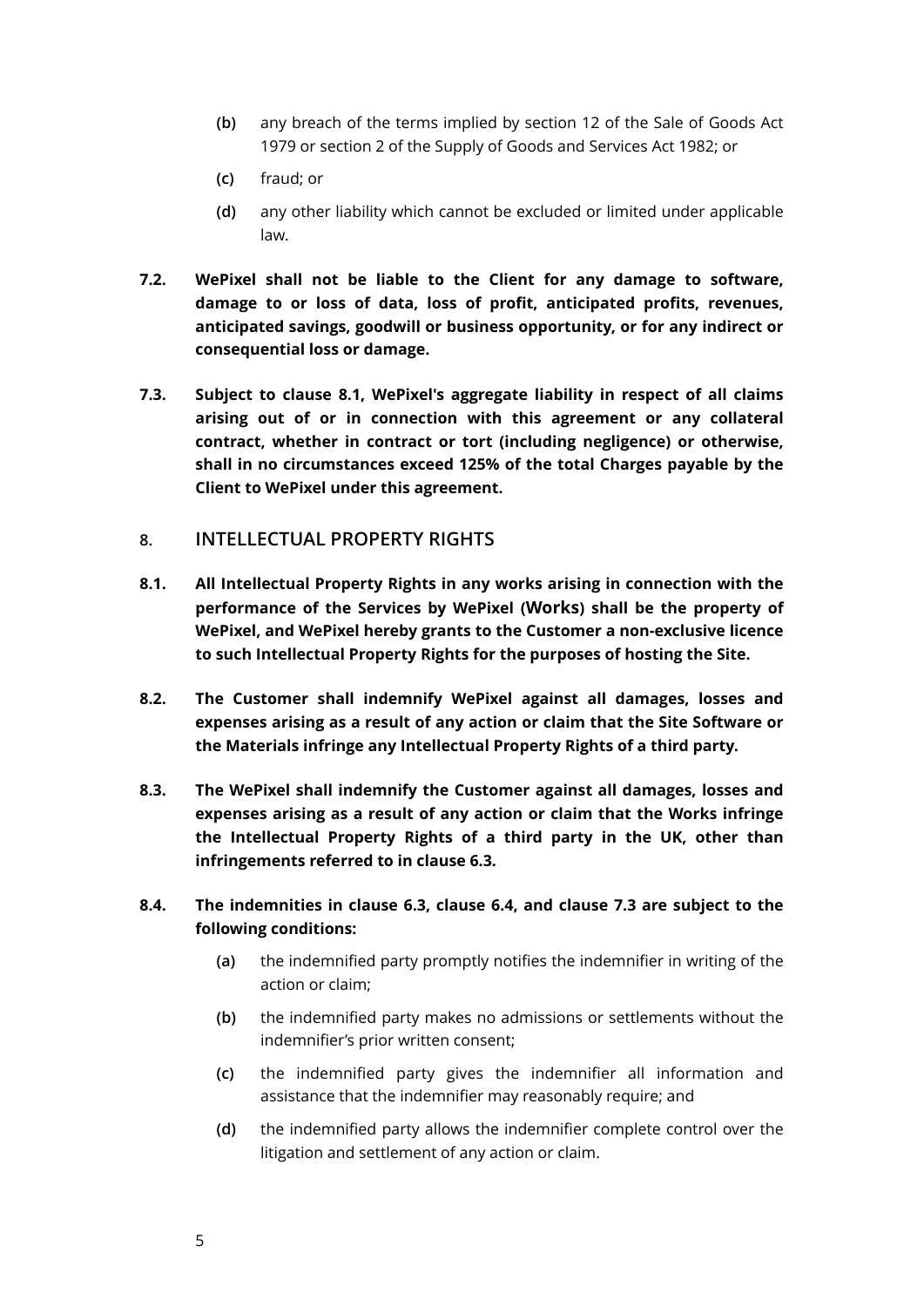(b) any breach of the terms implied by section 12 of the Sale of Goods Act 1979 or section 2 of the Supply of Goods and Services Act 1982; or

(c) fraud; or

(d) any other liability which cannot be excluded or limited under applicable law.

**7.2. WePixel shall not be liable to the Client for any damage to software, damage to or loss of data, loss of profit, anticipated profits, revenues, anticipated savings, goodwill or business opportunity, or for any indirect or consequential loss or damage.**

**7.3. Subject to clause 8.1, WePixel's aggregate liability in respect of all claims arising out of or in connection with this agreement or any collateral contract, whether in contract or tort (including negligence) or otherwise, shall in no circumstances exceed 125% of the total Charges payable by the Client to WePixel under this agreement.**

## 8. INTELLECTUAL PROPERTY RIGHTS

**8.1. All Intellectual Property Rights in any works arising in connection with the performance of the Services by WePixel (Works) shall be the property of WePixel, and WePixel hereby grants to the Customer a non-exclusive licence to such Intellectual Property Rights for the purposes of hosting the Site.**

**8.2. The Customer shall indemnify WePixel against all damages, losses and expenses arising as a result of any action or claim that the Site Software or the Materials infringe any Intellectual Property Rights of a third party.**

**8.3. The WePixel shall indemnify the Customer against all damages, losses and expenses arising as a result of any action or claim that the Works infringe the Intellectual Property Rights of a third party in the UK, other than infringements referred to in clause 6.3.**

**8.4. The indemnities in clause 6.3, clause 6.4, and clause 7.3 are subject to the following conditions:**

(a) the indemnified party promptly notifies the indemnifier in writing of the action or claim;

(b) the indemnified party makes no admissions or settlements without the indemnifier's prior written consent;

(c) the indemnified party gives the indemnifier all information and assistance that the indemnifier may reasonably require; and

(d) the indemnified party allows the indemnifier complete control over the litigation and settlement of any action or claim.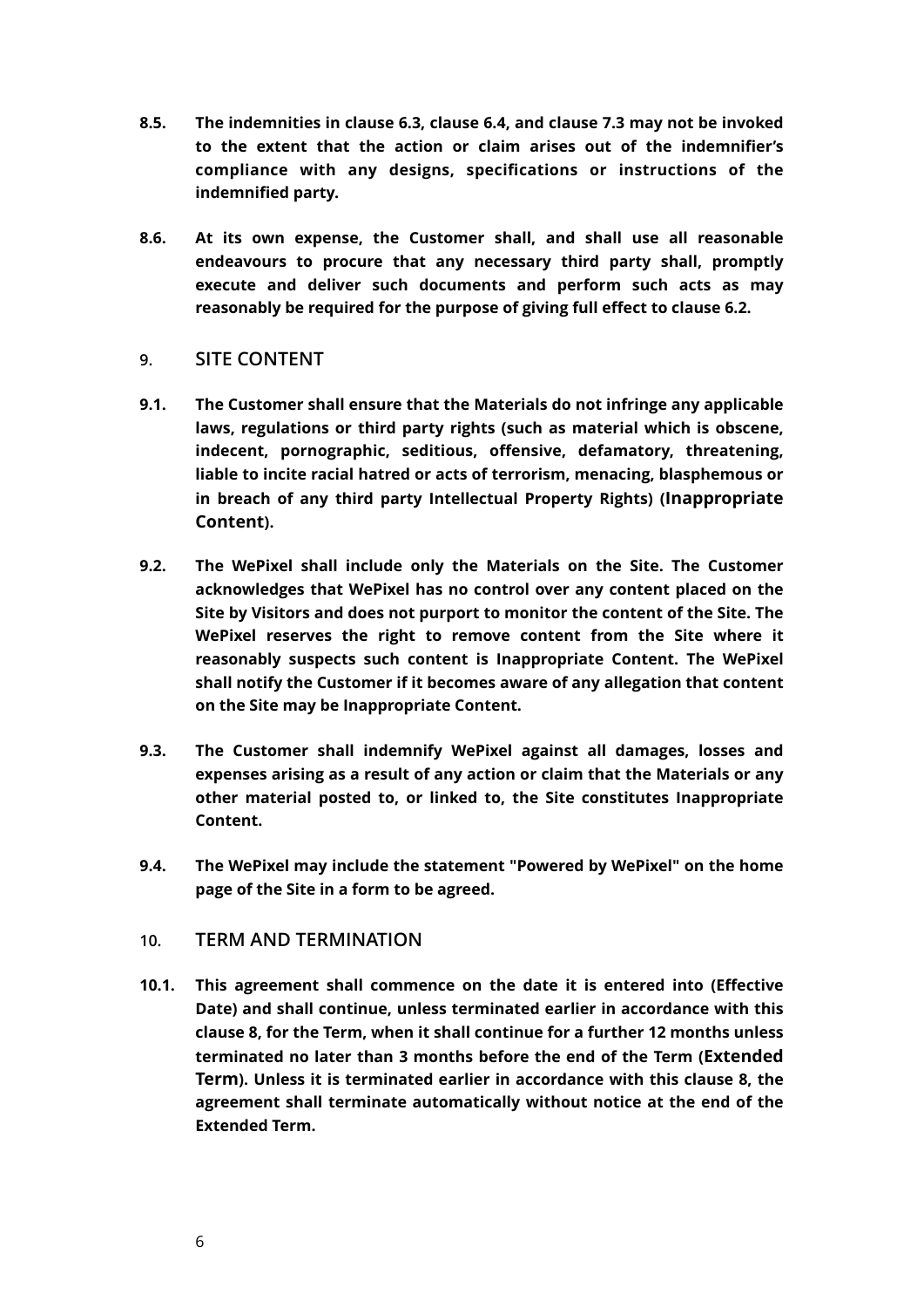**8.5. The indemnities in clause 6.3, clause 6.4, and clause 7.3 may not be invoked to the extent that the action or claim arises out of the indemnifier's compliance with any designs, specifications or instructions of the indemnified party.**

**8.6. At its own expense, the Customer shall, and shall use all reasonable endeavours to procure that any necessary third party shall, promptly execute and deliver such documents and perform such acts as may reasonably be required for the purpose of giving full effect to clause 6.2.**

## 9. SITE CONTENT

**9.1. The Customer shall ensure that the Materials do not infringe any applicable laws, regulations or third party rights (such as material which is obscene, indecent, pornographic, seditious, offensive, defamatory, threatening, liable to incite racial hatred or acts of terrorism, menacing, blasphemous or in breach of any third party Intellectual Property Rights) (Inappropriate Content).**

**9.2. The WePixel shall include only the Materials on the Site. The Customer acknowledges that WePixel has no control over any content placed on the Site by Visitors and does not purport to monitor the content of the Site. The WePixel reserves the right to remove content from the Site where it reasonably suspects such content is Inappropriate Content. The WePixel shall notify the Customer if it becomes aware of any allegation that content on the Site may be Inappropriate Content.**

**9.3. The Customer shall indemnify WePixel against all damages, losses and expenses arising as a result of any action or claim that the Materials or any other material posted to, or linked to, the Site constitutes Inappropriate Content.**

**9.4. The WePixel may include the statement "Powered by WePixel" on the home page of the Site in a form to be agreed.**

## 10. TERM AND TERMINATION

**10.1. This agreement shall commence on the date it is entered into (Effective Date) and shall continue, unless terminated earlier in accordance with this clause 8, for the Term, when it shall continue for a further 12 months unless terminated no later than 3 months before the end of the Term (Extended Term). Unless it is terminated earlier in accordance with this clause 8, the agreement shall terminate automatically without notice at the end of the Extended Term.**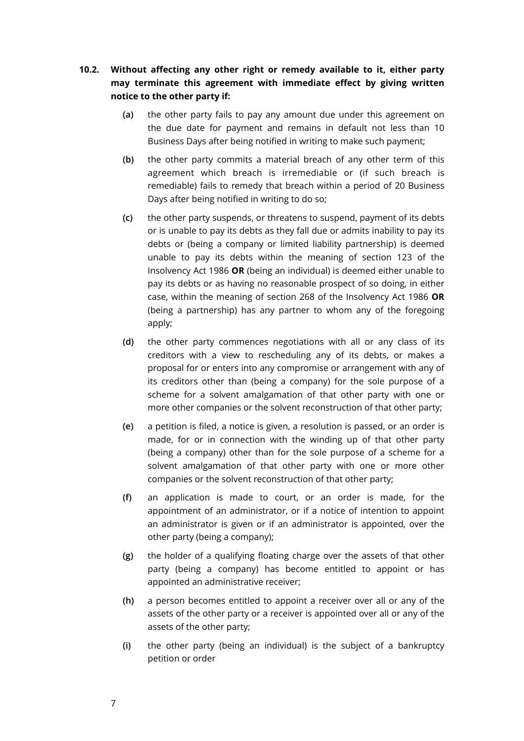**10.2. Without affecting any other right or remedy available to it, either party may terminate this agreement with immediate effect by giving written notice to the other party if:**

(a) the other party fails to pay any amount due under this agreement on the due date for payment and remains in default not less than 10 Business Days after being notified in writing to make such payment;

(b) the other party commits a material breach of any other term of this agreement which breach is irremediable or (if such breach is remediable) fails to remedy that breach within a period of 20 Business Days after being notified in writing to do so;

(c) the other party suspends, or threatens to suspend, payment of its debts or is unable to pay its debts as they fall due or admits inability to pay its debts or (being a company or limited liability partnership) is deemed unable to pay its debts within the meaning of section 123 of the Insolvency Act 1986 **OR** (being an individual) is deemed either unable to pay its debts or as having no reasonable prospect of so doing, in either case, within the meaning of section 268 of the Insolvency Act 1986 **OR** (being a partnership) has any partner to whom any of the foregoing apply;

(d) the other party commences negotiations with all or any class of its creditors with a view to rescheduling any of its debts, or makes a proposal for or enters into any compromise or arrangement with any of its creditors other than (being a company) for the sole purpose of a scheme for a solvent amalgamation of that other party with one or more other companies or the solvent reconstruction of that other party;

(e) a petition is filed, a notice is given, a resolution is passed, or an order is made, for or in connection with the winding up of that other party (being a company) other than for the sole purpose of a scheme for a solvent amalgamation of that other party with one or more other companies or the solvent reconstruction of that other party;

(f) an application is made to court, or an order is made, for the appointment of an administrator, or if a notice of intention to appoint an administrator is given or if an administrator is appointed, over the other party (being a company);

(g) the holder of a qualifying floating charge over the assets of that other party (being a company) has become entitled to appoint or has appointed an administrative receiver;

(h) a person becomes entitled to appoint a receiver over all or any of the assets of the other party or a receiver is appointed over all or any of the assets of the other party;

(i) the other party (being an individual) is the subject of a bankruptcy petition or order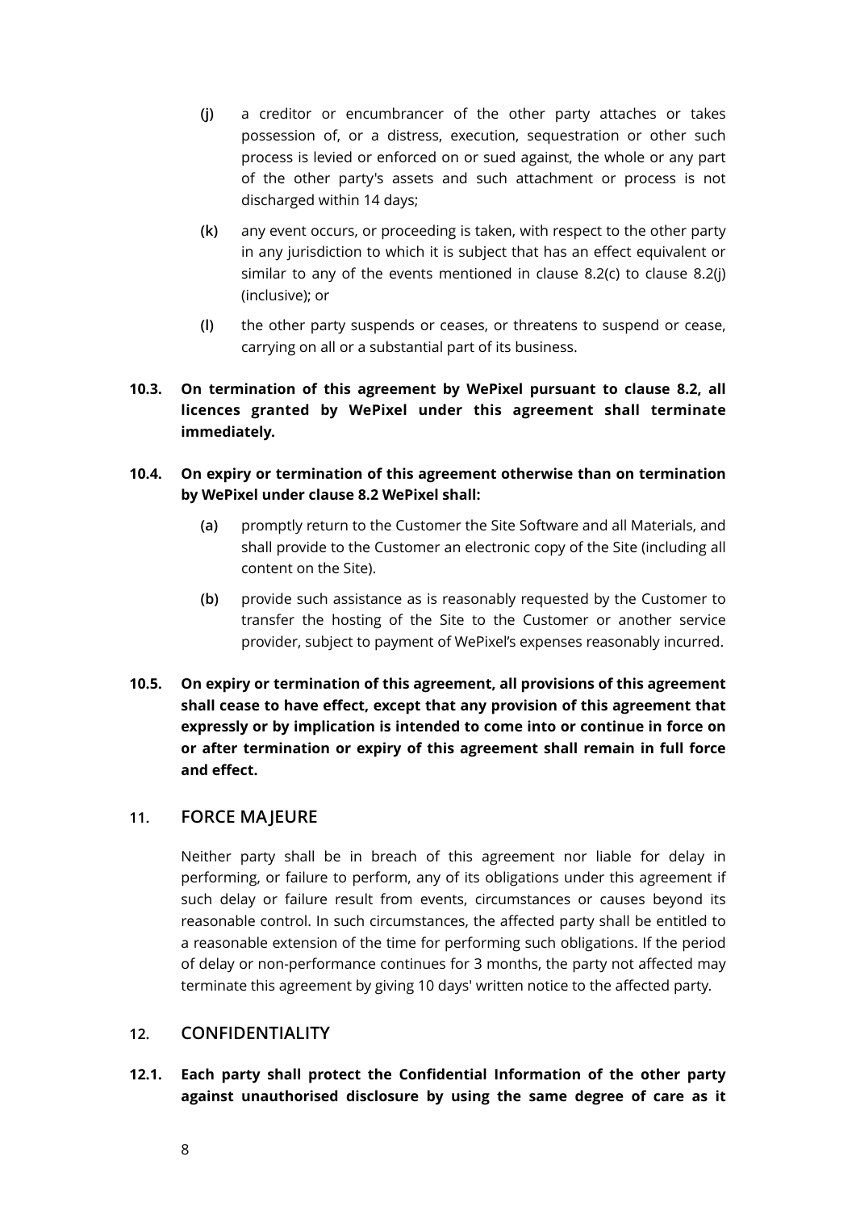(j) a creditor or encumbrancer of the other party attaches or takes possession of, or a distress, execution, sequestration or other such process is levied or enforced on or sued against, the whole or any part of the other party's assets and such attachment or process is not discharged within 14 days;

(k) any event occurs, or proceeding is taken, with respect to the other party in any jurisdiction to which it is subject that has an effect equivalent or similar to any of the events mentioned in clause 8.2(c) to clause 8.2(j) (inclusive); or

(l) the other party suspends or ceases, or threatens to suspend or cease, carrying on all or a substantial part of its business.

**10.3. On termination of this agreement by WePixel pursuant to clause 8.2, all licences granted by WePixel under this agreement shall terminate immediately.**

**10.4. On expiry or termination of this agreement otherwise than on termination by WePixel under clause 8.2 WePixel shall:**

(a) promptly return to the Customer the Site Software and all Materials, and shall provide to the Customer an electronic copy of the Site (including all content on the Site).

(b) provide such assistance as is reasonably requested by the Customer to transfer the hosting of the Site to the Customer or another service provider, subject to payment of WePixel's expenses reasonably incurred.

**10.5. On expiry or termination of this agreement, all provisions of this agreement shall cease to have effect, except that any provision of this agreement that expressly or by implication is intended to come into or continue in force on or after termination or expiry of this agreement shall remain in full force and effect.**

## 11. FORCE MAJEURE

Neither party shall be in breach of this agreement nor liable for delay in performing, or failure to perform, any of its obligations under this agreement if such delay or failure result from events, circumstances or causes beyond its reasonable control. In such circumstances, the affected party shall be entitled to a reasonable extension of the time for performing such obligations. If the period of delay or non-performance continues for 3 months, the party not affected may terminate this agreement by giving 10 days' written notice to the affected party.

## 12. CONFIDENTIALITY

**12.1. Each party shall protect the Confidential Information of the other party against unauthorised disclosure by using the same degree of care as it**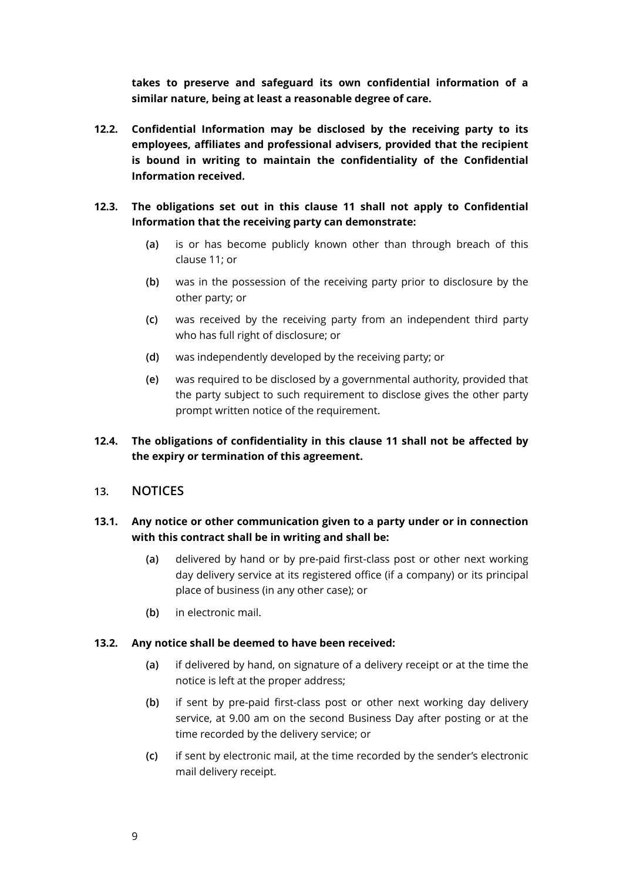**takes to preserve and safeguard its own confidential information of a similar nature, being at least a reasonable degree of care.**

**12.2. Confidential Information may be disclosed by the receiving party to its employees, affiliates and professional advisers, provided that the recipient is bound in writing to maintain the confidentiality of the Confidential Information received.**

**12.3. The obligations set out in this clause 11 shall not apply to Confidential Information that the receiving party can demonstrate:**

(a) is or has become publicly known other than through breach of this clause 11; or

(b) was in the possession of the receiving party prior to disclosure by the other party; or

(c) was received by the receiving party from an independent third party who has full right of disclosure; or

(d) was independently developed by the receiving party; or

(e) was required to be disclosed by a governmental authority, provided that the party subject to such requirement to disclose gives the other party prompt written notice of the requirement.

**12.4. The obligations of confidentiality in this clause 11 shall not be affected by the expiry or termination of this agreement.**

## 13. NOTICES

**13.1. Any notice or other communication given to a party under or in connection with this contract shall be in writing and shall be:**

(a) delivered by hand or by pre-paid first-class post or other next working day delivery service at its registered office (if a company) or its principal place of business (in any other case); or

(b) in electronic mail.

**13.2. Any notice shall be deemed to have been received:**

(a) if delivered by hand, on signature of a delivery receipt or at the time the notice is left at the proper address;

(b) if sent by pre-paid first-class post or other next working day delivery service, at 9.00 am on the second Business Day after posting or at the time recorded by the delivery service; or

(c) if sent by electronic mail, at the time recorded by the sender's electronic mail delivery receipt.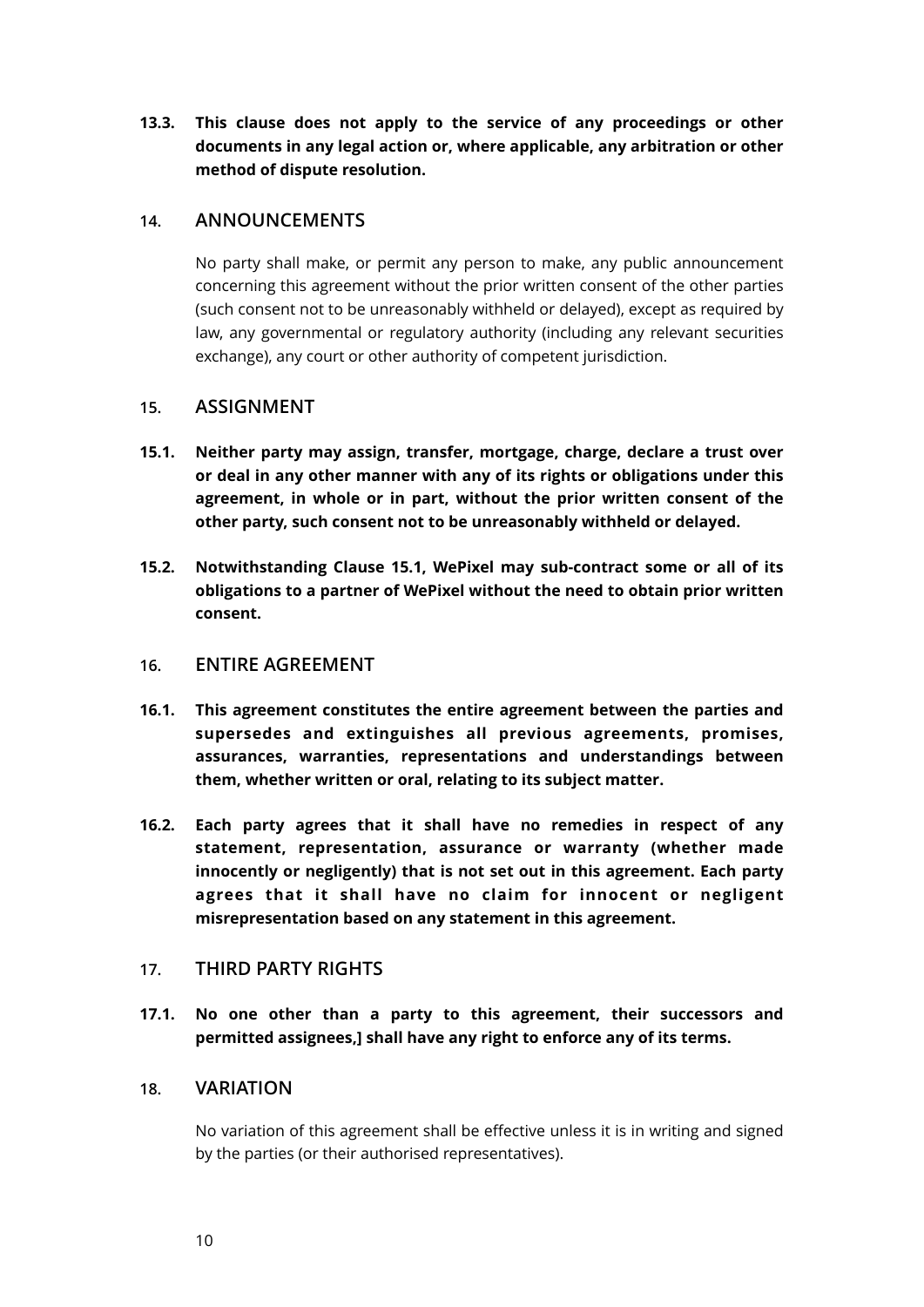**13.3. This clause does not apply to the service of any proceedings or other documents in any legal action or, where applicable, any arbitration or other method of dispute resolution.**

## 14. ANNOUNCEMENTS

No party shall make, or permit any person to make, any public announcement concerning this agreement without the prior written consent of the other parties (such consent not to be unreasonably withheld or delayed), except as required by law, any governmental or regulatory authority (including any relevant securities exchange), any court or other authority of competent jurisdiction.

## 15. ASSIGNMENT

**15.1. Neither party may assign, transfer, mortgage, charge, declare a trust over or deal in any other manner with any of its rights or obligations under this agreement, in whole or in part, without the prior written consent of the other party, such consent not to be unreasonably withheld or delayed.**

**15.2. Notwithstanding Clause 15.1, WePixel may sub-contract some or all of its obligations to a partner of WePixel without the need to obtain prior written consent.**

## 16. ENTIRE AGREEMENT

**16.1. This agreement constitutes the entire agreement between the parties and supersedes and extinguishes all previous agreements, promises, assurances, warranties, representations and understandings between them, whether written or oral, relating to its subject matter.**

**16.2. Each party agrees that it shall have no remedies in respect of any statement, representation, assurance or warranty (whether made innocently or negligently) that is not set out in this agreement. Each party agrees that it shall have no claim for innocent or negligent misrepresentation based on any statement in this agreement.**

## 17. THIRD PARTY RIGHTS

**17.1. No one other than a party to this agreement, their successors and permitted assignees,] shall have any right to enforce any of its terms.**

## 18. VARIATION

No variation of this agreement shall be effective unless it is in writing and signed by the parties (or their authorised representatives).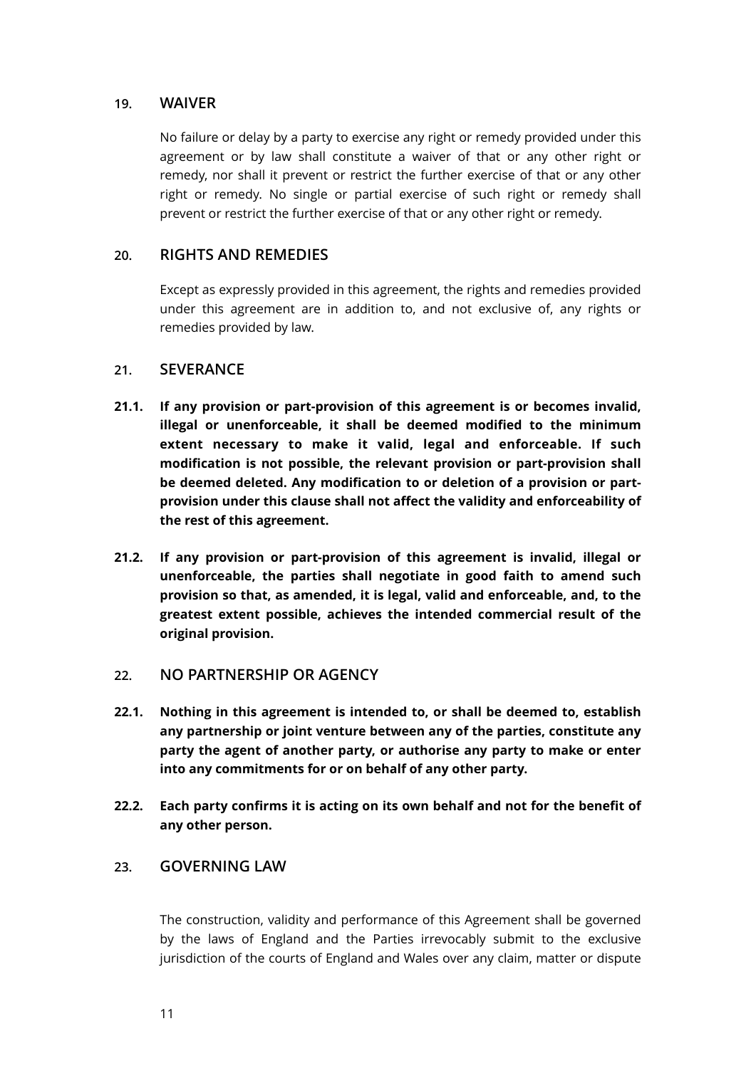## 19. WAIVER

No failure or delay by a party to exercise any right or remedy provided under this agreement or by law shall constitute a waiver of that or any other right or remedy, nor shall it prevent or restrict the further exercise of that or any other right or remedy. No single or partial exercise of such right or remedy shall prevent or restrict the further exercise of that or any other right or remedy.

## 20. RIGHTS AND REMEDIES

Except as expressly provided in this agreement, the rights and remedies provided under this agreement are in addition to, and not exclusive of, any rights or remedies provided by law.

## 21. SEVERANCE

**21.1. If any provision or part-provision of this agreement is or becomes invalid, illegal or unenforceable, it shall be deemed modified to the minimum extent necessary to make it valid, legal and enforceable. If such modification is not possible, the relevant provision or part-provision shall be deemed deleted. Any modification to or deletion of a provision or part-provision under this clause shall not affect the validity and enforceability of the rest of this agreement.**

**21.2. If any provision or part-provision of this agreement is invalid, illegal or unenforceable, the parties shall negotiate in good faith to amend such provision so that, as amended, it is legal, valid and enforceable, and, to the greatest extent possible, achieves the intended commercial result of the original provision.**

## 22. NO PARTNERSHIP OR AGENCY

**22.1. Nothing in this agreement is intended to, or shall be deemed to, establish any partnership or joint venture between any of the parties, constitute any party the agent of another party, or authorise any party to make or enter into any commitments for or on behalf of any other party.**

**22.2. Each party confirms it is acting on its own behalf and not for the benefit of any other person.**

## 23. GOVERNING LAW

The construction, validity and performance of this Agreement shall be governed by the laws of England and the Parties irrevocably submit to the exclusive jurisdiction of the courts of England and Wales over any claim, matter or dispute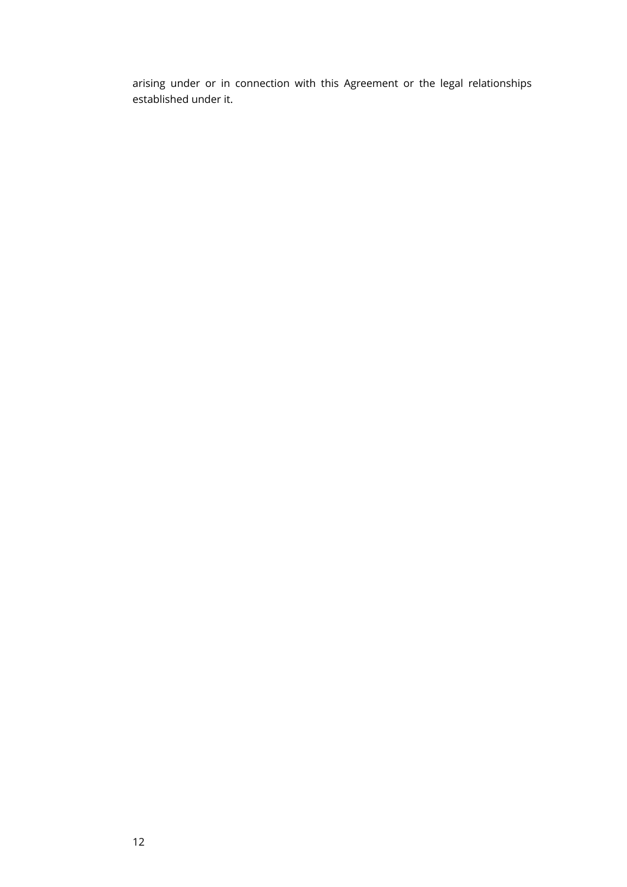arising under or in connection with this Agreement or the legal relationships established under it.